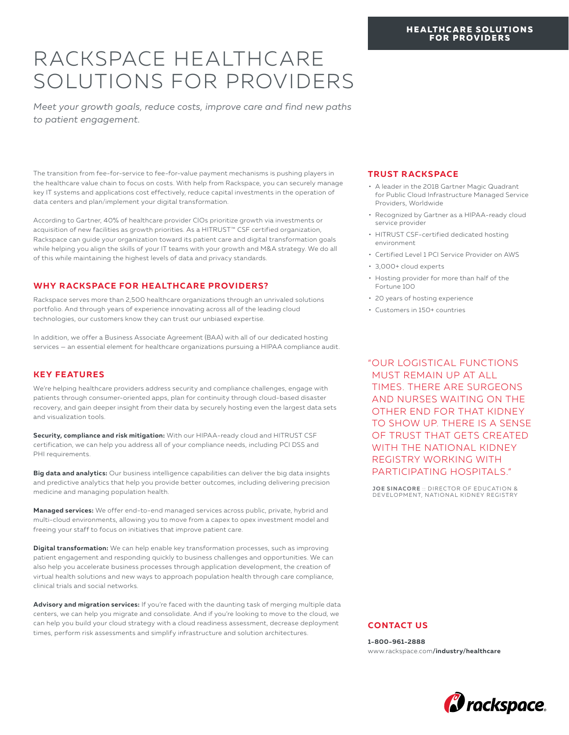# RACKSPACE HEALTHCARE SOLUTIONS FOR PROVIDERS

*Meet your growth goals, reduce costs, improve care and find new paths to patient engagement.*

The transition from fee-for-service to fee-for-value payment mechanisms is pushing players in the healthcare value chain to focus on costs. With help from Rackspace, you can securely manage key IT systems and applications cost effectively, reduce capital investments in the operation of data centers and plan/implement your digital transformation.

According to Gartner, 40% of healthcare provider CIOs prioritize growth via investments or acquisition of new facilities as growth priorities. As a HITRUST™ CSF certified organization, Rackspace can guide your organization toward its patient care and digital transformation goals while helping you align the skills of your IT teams with your growth and M&A strategy. We do all of this while maintaining the highest levels of data and privacy standards.

## WHY RACKSPACE FOR HEALTHCARE PROVIDERS?

Rackspace serves more than 2,500 healthcare organizations through an unrivaled solutions portfolio. And through years of experience innovating across all of the leading cloud technologies, our customers know they can trust our unbiased expertise.

In addition, we offer a Business Associate Agreement (BAA) with all of our dedicated hosting services — an essential element for healthcare organizations pursuing a HIPAA compliance audit.

## KEY FEATURES

We're helping healthcare providers address security and compliance challenges, engage with patients through consumer-oriented apps, plan for continuity through cloud-based disaster recovery, and gain deeper insight from their data by securely hosting even the largest data sets and visualization tools.

**Security, compliance and risk mitigation:** With our HIPAA-ready cloud and HITRUST CSF certification, we can help you address all of your compliance needs, including PCI DSS and PHI requirements.

**Big data and analytics:** Our business intelligence capabilities can deliver the big data insights and predictive analytics that help you provide better outcomes, including delivering precision medicine and managing population health.

**Managed services:** We offer end-to-end managed services across public, private, hybrid and multi-cloud environments, allowing you to move from a capex to opex investment model and freeing your staff to focus on initiatives that improve patient care.

**Digital transformation:** We can help enable key transformation processes, such as improving patient engagement and responding quickly to business challenges and opportunities. We can also help you accelerate business processes through application development, the creation of virtual health solutions and new ways to approach population health through care compliance, clinical trials and social networks.

**Advisory and migration services:** If you're faced with the daunting task of merging multiple data centers, we can help you migrate and consolidate. And if you're looking to move to the cloud, we can help you build your cloud strategy with a cloud readiness assessment, decrease deployment times, perform risk assessments and simplify infrastructure and solution architectures.

## TRUST RACKSPACE

- A leader in the 2018 Gartner Magic Quadrant for Public Cloud Infrastructure Managed Service Providers, Worldwide
- Recognized by Gartner as a HIPAA-ready cloud service provider
- HITRUST CSF-certified dedicated hosting environment
- Certified Level 1 PCI Service Provider on AWS
- 3,000+ cloud experts
- Hosting provider for more than half of the Fortune 100
- 20 years of hosting experience
- Customers in 150+ countries

"OUR LOGISTICAL FUNCTIONS MUST REMAIN UP AT ALL TIMES. THERE ARE SURGEONS AND NURSES WAITING ON THE OTHER END FOR THAT KIDNEY TO SHOW UP. THERE IS A SENSE OF TRUST THAT GETS CREATED WITH THE NATIONAL KIDNEY REGISTRY WORKING WITH PARTICIPATING HOSPITALS."

**JOE SINACORE** :: DIRECTOR OF EDUCATION & DEVELOPMENT, NATIONAL KIDNEY REGISTRY

## CONTACT US

**1-800-961-2888**
www.rackspace.com**/industry/healthcare**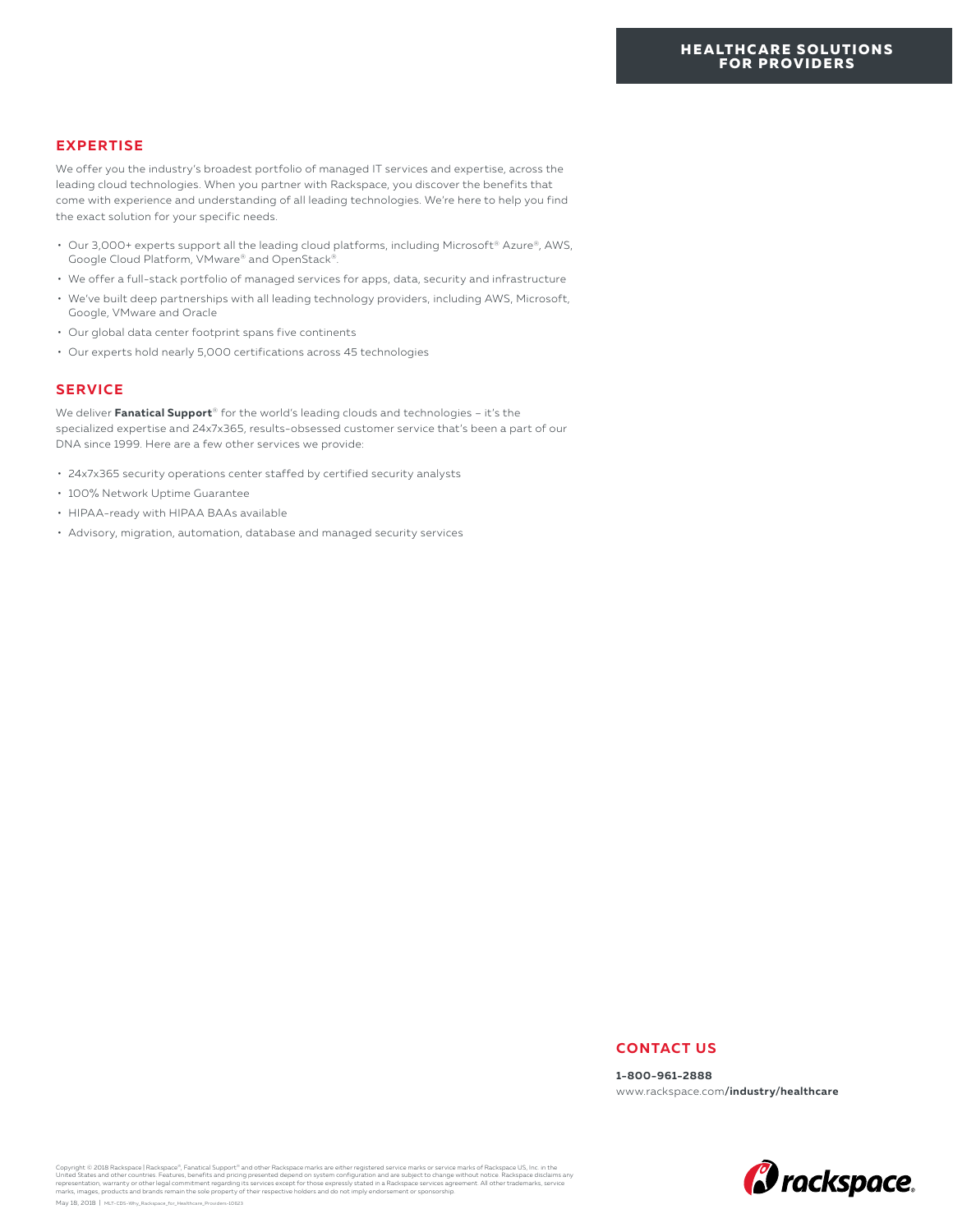## EXPERTISE

We offer you the industry's broadest portfolio of managed IT services and expertise, across the leading cloud technologies. When you partner with Rackspace, you discover the benefits that come with experience and understanding of all leading technologies. We're here to help you find the exact solution for your specific needs.

- Our 3,000+ experts support all the leading cloud platforms, including Microsoft® Azure®, AWS, Google Cloud Platform, VMware® and OpenStack®.
- We offer a full-stack portfolio of managed services for apps, data, security and infrastructure
- We've built deep partnerships with all leading technology providers, including AWS, Microsoft, Google, VMware and Oracle
- Our global data center footprint spans five continents
- Our experts hold nearly 5,000 certifications across 45 technologies

## SERVICE

We deliver **Fanatical Support**® for the world's leading clouds and technologies – it's the specialized expertise and 24x7x365, results-obsessed customer service that's been a part of our DNA since 1999. Here are a few other services we provide:

- 24x7x365 security operations center staffed by certified security analysts
- 100% Network Uptime Guarantee
- HIPAA-ready with HIPAA BAAs available
- Advisory, migration, automation, database and managed security services

## CONTACT US

**1-800-961-2888**
www.rackspace.com**/industry/healthcare**

Copyright © 2018 Rackspace | Rackspace®, Fanatical Support® and other Rackspace marks are either registered service marks or service marks of Rackspace US, Inc. in the United States and other countries. Features, benefits and pricing presented depend on system configuration and are subject to change without notice. Rackspace disclaims any representation, warranty or other legal commitment regarding its services except for those expressly stated in a Rackspace services agreement. All other trademarks, service marks, images, products and brands remain the sole property of their respective holders and do not imply endorsement or sponsorship.

May 18, 2018 | MLT-CDS-Why_Rackspace_for_Healthcare_Providers-10623